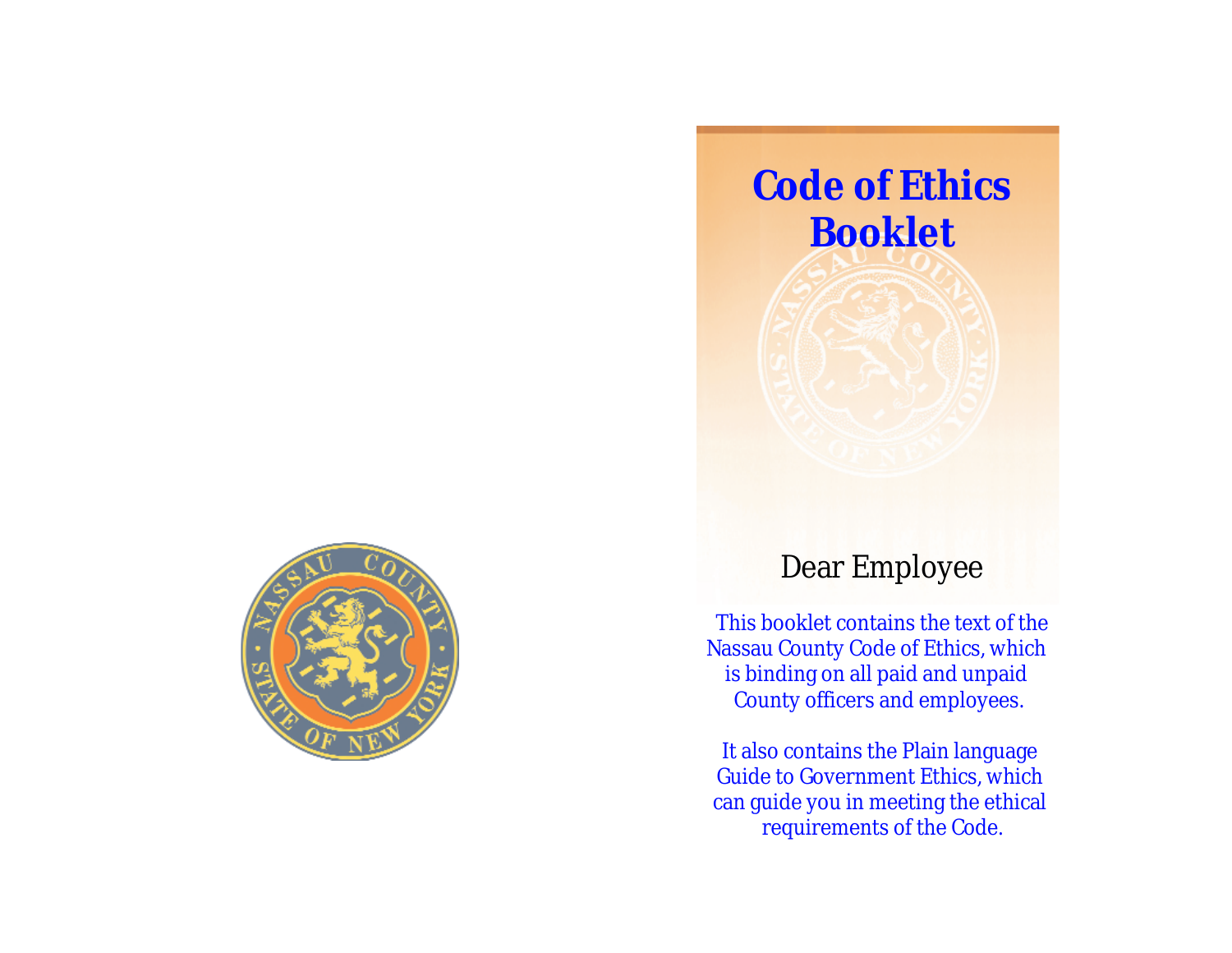# Code of Ethics Booklet

Dear Employee

This booklet contains the text of the Nassau County Code of Ethics, which is binding on all paid and unpaid County officers and employees.

It also contains the Plain language Guide to Government Ethics, which can guide you in meeting the ethical requirements of the Code.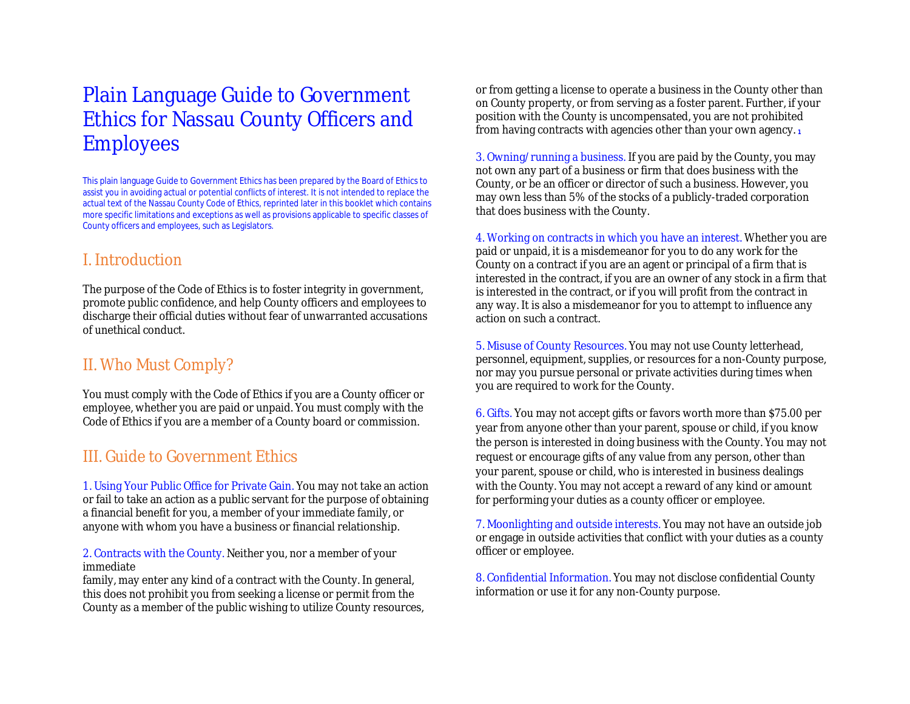# Plain Language Guide to Government Ethics for Nassau County Officers and Employees

This plain language Guide to Government Ethics has been prepared by the Board of Ethics to assist you in avoiding actual or potential conflicts of interest. It is not intended to replace the actual text of the Nassau County Code of Ethics, reprinted later in this booklet which contains more specific limitations and exceptions as well as provisions applicable to specific classes of County officers and employees, such as Legislators.

## I. Introduction

The purpose of the Code of Ethics is to foster integrity in government, promote public confidence, and help County officers and employees to discharge their official duties without fear of unwarranted accusations of unethical conduct.

## II. Who Must Comply?

You must comply with the Code of Ethics if you are a County officer or employee, whether you are paid or unpaid. You must comply with the Code of Ethics if you are a member of a County board or commission.

## III. Guide to Government Ethics

1. Using Your Public Office for Private Gain. You may not take an action or fail to take an action as a public servant for the purpose of obtaining a financial benefit for you, a member of your immediate family, or anyone with whom you have a business or financial relationship.

2. Contracts with the County. Neither you, nor a member of your immediate family, may enter any kind of a contract with the County. In general, this does not prohibit you from seeking a license or permit from the County as a member of the public wishing to utilize County resources, or from getting a license to operate a business in the County other than on County property, or from serving as a foster parent. Further, if your position with the County is uncompensated, you are not prohibited from having contracts with agencies other than your own agency. [1]

3. Owning/running a business. If you are paid by the County, you may not own any part of a business or firm that does business with the County, or be an officer or director of such a business. However, you may own less than 5% of the stocks of a publicly-traded corporation that does business with the County.

4. Working on contracts in which you have an interest. Whether you are paid or unpaid, it is a misdemeanor for you to do any work for the County on a contract if you are an agent or principal of a firm that is interested in the contract, if you are an owner of any stock in a firm that is interested in the contract, or if you will profit from the contract in any way. It is also a misdemeanor for you to attempt to influence any action on such a contract.

5. Misuse of County Resources. You may not use County letterhead, personnel, equipment, supplies, or resources for a non-County purpose, nor may you pursue personal or private activities during times when you are required to work for the County.

6. Gifts. You may not accept gifts or favors worth more than $75.00 per year from anyone other than your parent, spouse or child, if you know the person is interested in doing business with the County. You may not request or encourage gifts of any value from any person, other than your parent, spouse or child, who is interested in business dealings with the County. You may not accept a reward of any kind or amount for performing your duties as a county officer or employee.

7. Moonlighting and outside interests. You may not have an outside job or engage in outside activities that conflict with your duties as a county officer or employee.

8. Confidential Information. You may not disclose confidential County information or use it for any non-County purpose.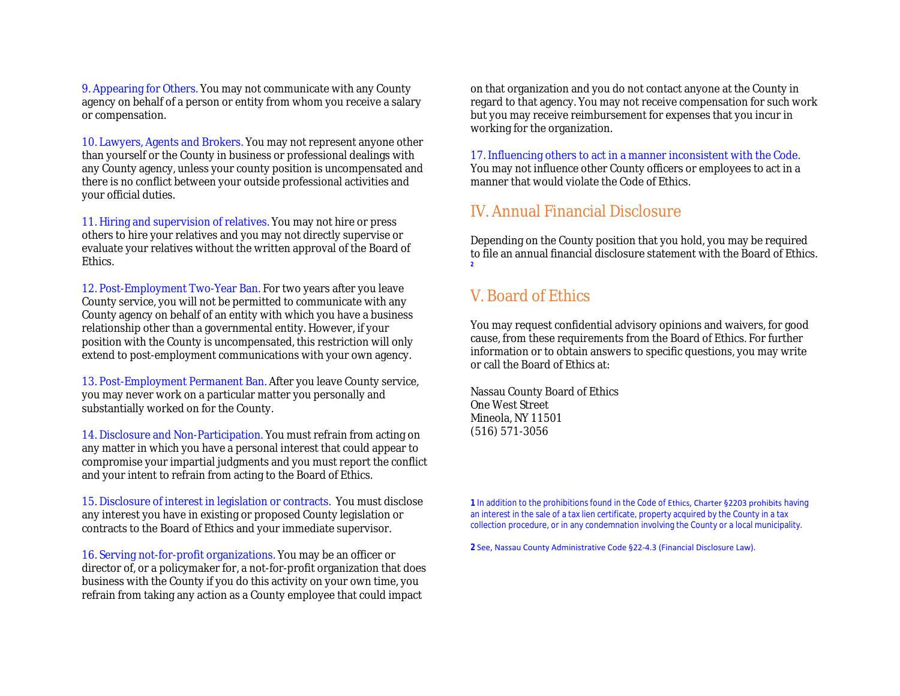9. Appearing for Others. You may not communicate with any County agency on behalf of a person or entity from whom you receive a salary or compensation.

10. Lawyers, Agents and Brokers. You may not represent anyone other than yourself or the County in business or professional dealings with any County agency, unless your county position is uncompensated and there is no conflict between your outside professional activities and your official duties.

11. Hiring and supervision of relatives. You may not hire or press others to hire your relatives and you may not directly supervise or evaluate your relatives without the written approval of the Board of Ethics.

12. Post-Employment Two-Year Ban. For two years after you leave County service, you will not be permitted to communicate with any County agency on behalf of an entity with which you have a business relationship other than a governmental entity. However, if your position with the County is uncompensated, this restriction will only extend to post-employment communications with your own agency.

13. Post-Employment Permanent Ban. After you leave County service, you may never work on a particular matter you personally and substantially worked on for the County.

14. Disclosure and Non-Participation. You must refrain from acting on any matter in which you have a personal interest that could appear to compromise your impartial judgments and you must report the conflict and your intent to refrain from acting to the Board of Ethics.

15. Disclosure of interest in legislation or contracts. You must disclose any interest you have in existing or proposed County legislation or contracts to the Board of Ethics and your immediate supervisor.

16. Serving not-for-profit organizations. You may be an officer or director of, or a policymaker for, a not-for-profit organization that does business with the County if you do this activity on your own time, you refrain from taking any action as a County employee that could impact on that organization and you do not contact anyone at the County in regard to that agency. You may not receive compensation for such work but you may receive reimbursement for expenses that you incur in working for the organization.

17. Influencing others to act in a manner inconsistent with the Code. You may not influence other County officers or employees to act in a manner that would violate the Code of Ethics.

## IV. Annual Financial Disclosure

Depending on the County position that you hold, you may be required to file an annual financial disclosure statement with the Board of Ethics.[2]

## V. Board of Ethics

You may request confidential advisory opinions and waivers, for good cause, from these requirements from the Board of Ethics. For further information or to obtain answers to specific questions, you may write or call the Board of Ethics at:

Nassau County Board of Ethics
One West Street
Mineola, NY 11501
(516) 571-3056

---

**1** In addition to the prohibitions found in the Code of Ethics, Charter §2203 prohibits having an interest in the sale of a tax lien certificate, property acquired by the County in a tax collection procedure, or in any condemnation involving the County or a local municipality.

**2** See, Nassau County Administrative Code §22-4.3 (Financial Disclosure Law).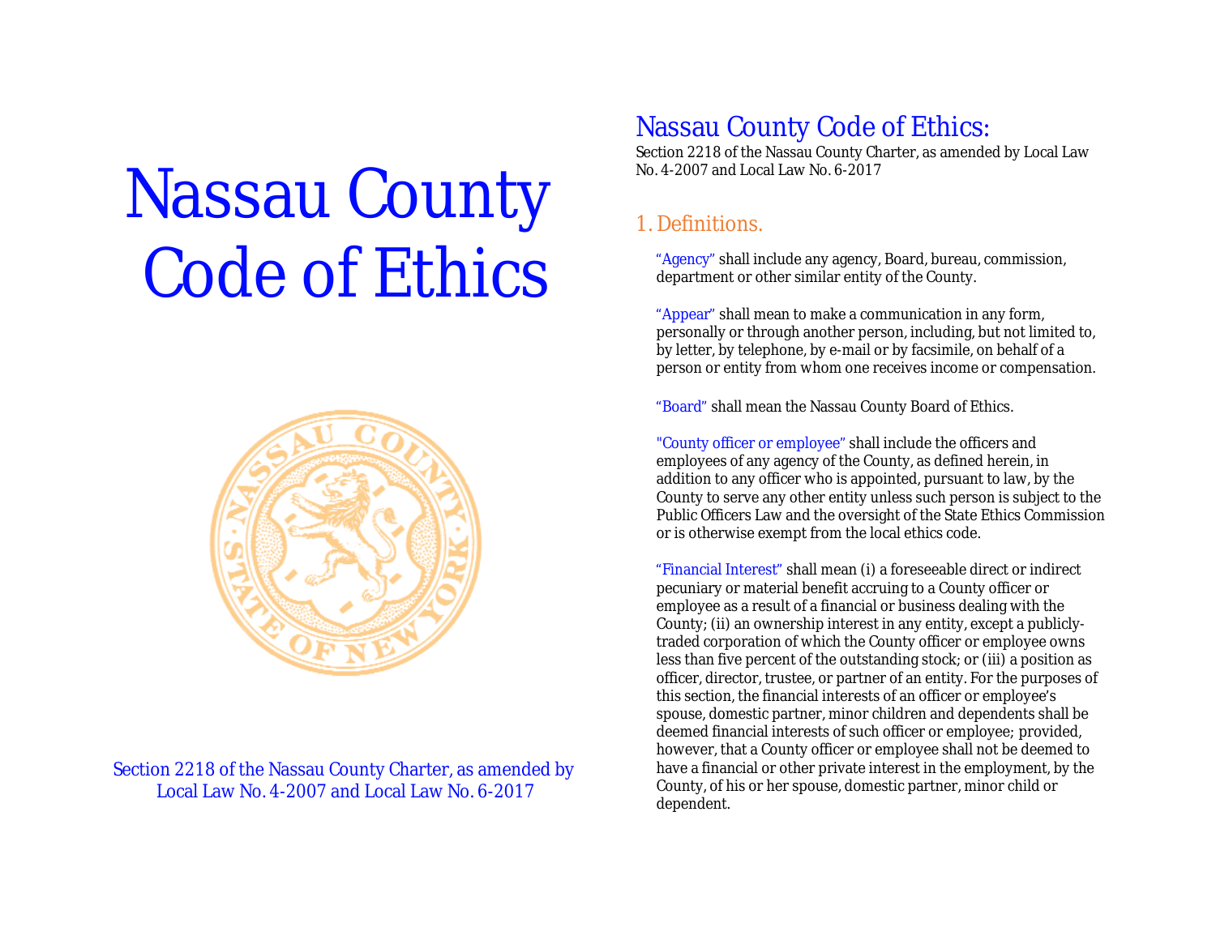# Nassau County Code of Ethics

Section 2218 of the Nassau County Charter, as amended by Local Law No. 4-2007 and Local Law No. 6-2017

## Nassau County Code of Ethics:

Section 2218 of the Nassau County Charter, as amended by Local Law No. 4-2007 and Local Law No. 6-2017

### 1. Definitions.

"Agency" shall include any agency, Board, bureau, commission, department or other similar entity of the County.

"Appear" shall mean to make a communication in any form, personally or through another person, including, but not limited to, by letter, by telephone, by e-mail or by facsimile, on behalf of a person or entity from whom one receives income or compensation.

"Board" shall mean the Nassau County Board of Ethics.

"County officer or employee" shall include the officers and employees of any agency of the County, as defined herein, in addition to any officer who is appointed, pursuant to law, by the County to serve any other entity unless such person is subject to the Public Officers Law and the oversight of the State Ethics Commission or is otherwise exempt from the local ethics code.

"Financial Interest" shall mean (i) a foreseeable direct or indirect pecuniary or material benefit accruing to a County officer or employee as a result of a financial or business dealing with the County; (ii) an ownership interest in any entity, except a publicly-traded corporation of which the County officer or employee owns less than five percent of the outstanding stock; or (iii) a position as officer, director, trustee, or partner of an entity. For the purposes of this section, the financial interests of an officer or employee's spouse, domestic partner, minor children and dependents shall be deemed financial interests of such officer or employee; provided, however, that a County officer or employee shall not be deemed to have a financial or other private interest in the employment, by the County, of his or her spouse, domestic partner, minor child or dependent.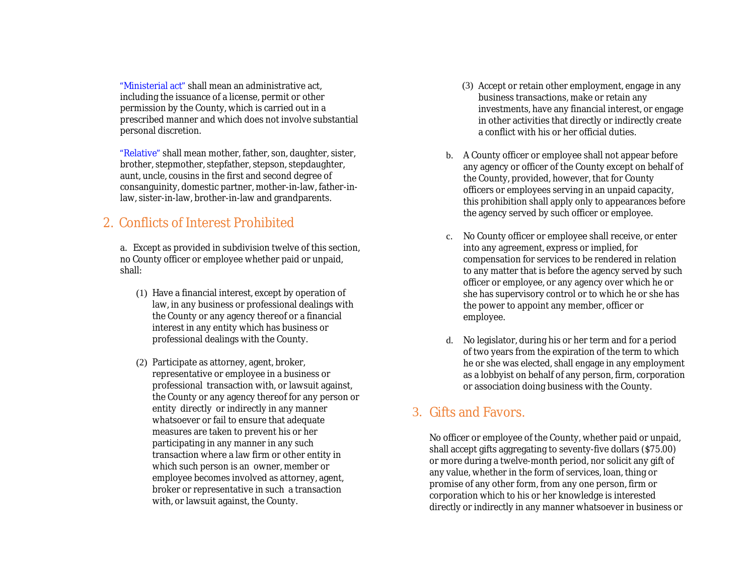"Ministerial act" shall mean an administrative act, including the issuance of a license, permit or other permission by the County, which is carried out in a prescribed manner and which does not involve substantial personal discretion.

"Relative" shall mean mother, father, son, daughter, sister, brother, stepmother, stepfather, stepson, stepdaughter, aunt, uncle, cousins in the first and second degree of consanguinity, domestic partner, mother-in-law, father-in-law, sister-in-law, brother-in-law and grandparents.

## 2. Conflicts of Interest Prohibited

a. Except as provided in subdivision twelve of this section, no County officer or employee whether paid or unpaid, shall:

(1) Have a financial interest, except by operation of law, in any business or professional dealings with the County or any agency thereof or a financial interest in any entity which has business or professional dealings with the County.

(2) Participate as attorney, agent, broker, representative or employee in a business or professional transaction with, or lawsuit against, the County or any agency thereof for any person or entity directly or indirectly in any manner whatsoever or fail to ensure that adequate measures are taken to prevent his or her participating in any manner in any such transaction where a law firm or other entity in which such person is an owner, member or employee becomes involved as attorney, agent, broker or representative in such a transaction with, or lawsuit against, the County.

(3) Accept or retain other employment, engage in any business transactions, make or retain any investments, have any financial interest, or engage in other activities that directly or indirectly create a conflict with his or her official duties.

b. A County officer or employee shall not appear before any agency or officer of the County except on behalf of the County, provided, however, that for County officers or employees serving in an unpaid capacity, this prohibition shall apply only to appearances before the agency served by such officer or employee.

c. No County officer or employee shall receive, or enter into any agreement, express or implied, for compensation for services to be rendered in relation to any matter that is before the agency served by such officer or employee, or any agency over which he or she has supervisory control or to which he or she has the power to appoint any member, officer or employee.

d. No legislator, during his or her term and for a period of two years from the expiration of the term to which he or she was elected, shall engage in any employment as a lobbyist on behalf of any person, firm, corporation or association doing business with the County.

## 3. Gifts and Favors.

No officer or employee of the County, whether paid or unpaid, shall accept gifts aggregating to seventy-five dollars ($75.00) or more during a twelve-month period, nor solicit any gift of any value, whether in the form of services, loan, thing or promise of any other form, from any one person, firm or corporation which to his or her knowledge is interested directly or indirectly in any manner whatsoever in business or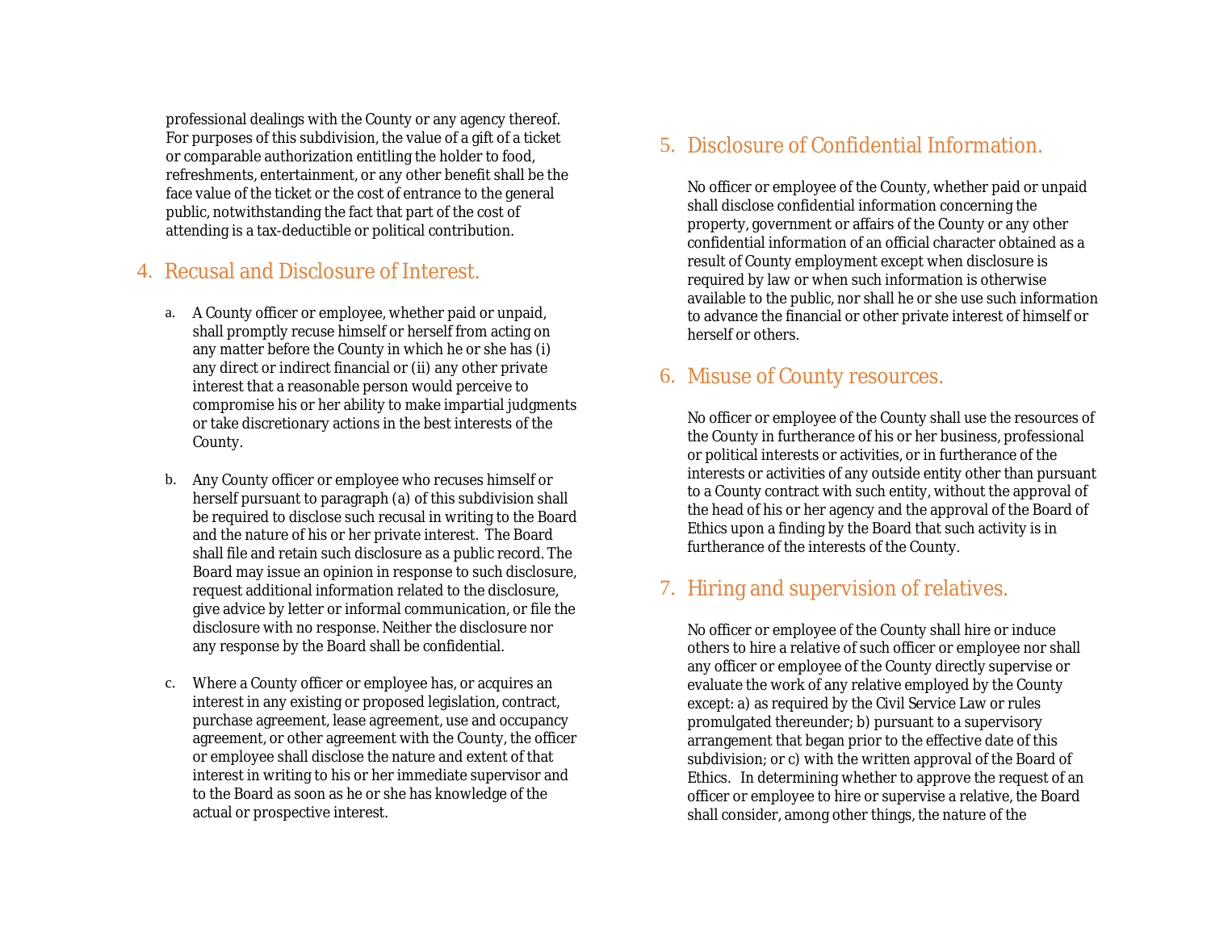professional dealings with the County or any agency thereof. For purposes of this subdivision, the value of a gift of a ticket or comparable authorization entitling the holder to food, refreshments, entertainment, or any other benefit shall be the face value of the ticket or the cost of entrance to the general public, notwithstanding the fact that part of the cost of attending is a tax-deductible or political contribution.

## 4. Recusal and Disclosure of Interest.

a. A County officer or employee, whether paid or unpaid, shall promptly recuse himself or herself from acting on any matter before the County in which he or she has (i) any direct or indirect financial or (ii) any other private interest that a reasonable person would perceive to compromise his or her ability to make impartial judgments or take discretionary actions in the best interests of the County.

b. Any County officer or employee who recuses himself or herself pursuant to paragraph (a) of this subdivision shall be required to disclose such recusal in writing to the Board and the nature of his or her private interest. The Board shall file and retain such disclosure as a public record. The Board may issue an opinion in response to such disclosure, request additional information related to the disclosure, give advice by letter or informal communication, or file the disclosure with no response. Neither the disclosure nor any response by the Board shall be confidential.

c. Where a County officer or employee has, or acquires an interest in any existing or proposed legislation, contract, purchase agreement, lease agreement, use and occupancy agreement, or other agreement with the County, the officer or employee shall disclose the nature and extent of that interest in writing to his or her immediate supervisor and to the Board as soon as he or she has knowledge of the actual or prospective interest.

## 5. Disclosure of Confidential Information.

No officer or employee of the County, whether paid or unpaid shall disclose confidential information concerning the property, government or affairs of the County or any other confidential information of an official character obtained as a result of County employment except when disclosure is required by law or when such information is otherwise available to the public, nor shall he or she use such information to advance the financial or other private interest of himself or herself or others.

## 6. Misuse of County resources.

No officer or employee of the County shall use the resources of the County in furtherance of his or her business, professional or political interests or activities, or in furtherance of the interests or activities of any outside entity other than pursuant to a County contract with such entity, without the approval of the head of his or her agency and the approval of the Board of Ethics upon a finding by the Board that such activity is in furtherance of the interests of the County.

## 7. Hiring and supervision of relatives.

No officer or employee of the County shall hire or induce others to hire a relative of such officer or employee nor shall any officer or employee of the County directly supervise or evaluate the work of any relative employed by the County except: a) as required by the Civil Service Law or rules promulgated thereunder; b) pursuant to a supervisory arrangement that began prior to the effective date of this subdivision; or c) with the written approval of the Board of Ethics. In determining whether to approve the request of an officer or employee to hire or supervise a relative, the Board shall consider, among other things, the nature of the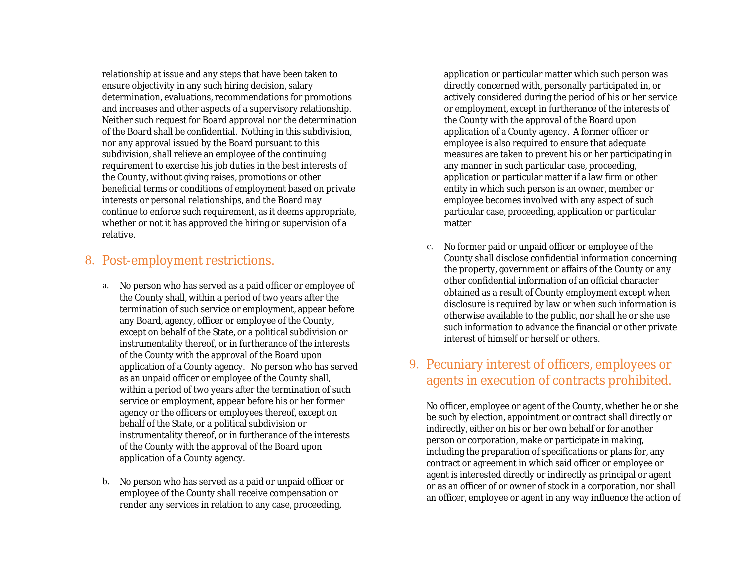relationship at issue and any steps that have been taken to ensure objectivity in any such hiring decision, salary determination, evaluations, recommendations for promotions and increases and other aspects of a supervisory relationship. Neither such request for Board approval nor the determination of the Board shall be confidential. Nothing in this subdivision, nor any approval issued by the Board pursuant to this subdivision, shall relieve an employee of the continuing requirement to exercise his job duties in the best interests of the County, without giving raises, promotions or other beneficial terms or conditions of employment based on private interests or personal relationships, and the Board may continue to enforce such requirement, as it deems appropriate, whether or not it has approved the hiring or supervision of a relative.

## 8. Post-employment restrictions.

a. No person who has served as a paid officer or employee of the County shall, within a period of two years after the termination of such service or employment, appear before any Board, agency, officer or employee of the County, except on behalf of the State, or a political subdivision or instrumentality thereof, or in furtherance of the interests of the County with the approval of the Board upon application of a County agency. No person who has served as an unpaid officer or employee of the County shall, within a period of two years after the termination of such service or employment, appear before his or her former agency or the officers or employees thereof, except on behalf of the State, or a political subdivision or instrumentality thereof, or in furtherance of the interests of the County with the approval of the Board upon application of a County agency.

b. No person who has served as a paid or unpaid officer or employee of the County shall receive compensation or render any services in relation to any case, proceeding, application or particular matter which such person was directly concerned with, personally participated in, or actively considered during the period of his or her service or employment, except in furtherance of the interests of the County with the approval of the Board upon application of a County agency. A former officer or employee is also required to ensure that adequate measures are taken to prevent his or her participating in any manner in such particular case, proceeding, application or particular matter if a law firm or other entity in which such person is an owner, member or employee becomes involved with any aspect of such particular case, proceeding, application or particular matter

c. No former paid or unpaid officer or employee of the County shall disclose confidential information concerning the property, government or affairs of the County or any other confidential information of an official character obtained as a result of County employment except when disclosure is required by law or when such information is otherwise available to the public, nor shall he or she use such information to advance the financial or other private interest of himself or herself or others.

## 9. Pecuniary interest of officers, employees or agents in execution of contracts prohibited.

No officer, employee or agent of the County, whether he or she be such by election, appointment or contract shall directly or indirectly, either on his or her own behalf or for another person or corporation, make or participate in making, including the preparation of specifications or plans for, any contract or agreement in which said officer or employee or agent is interested directly or indirectly as principal or agent or as an officer of or owner of stock in a corporation, nor shall an officer, employee or agent in any way influence the action of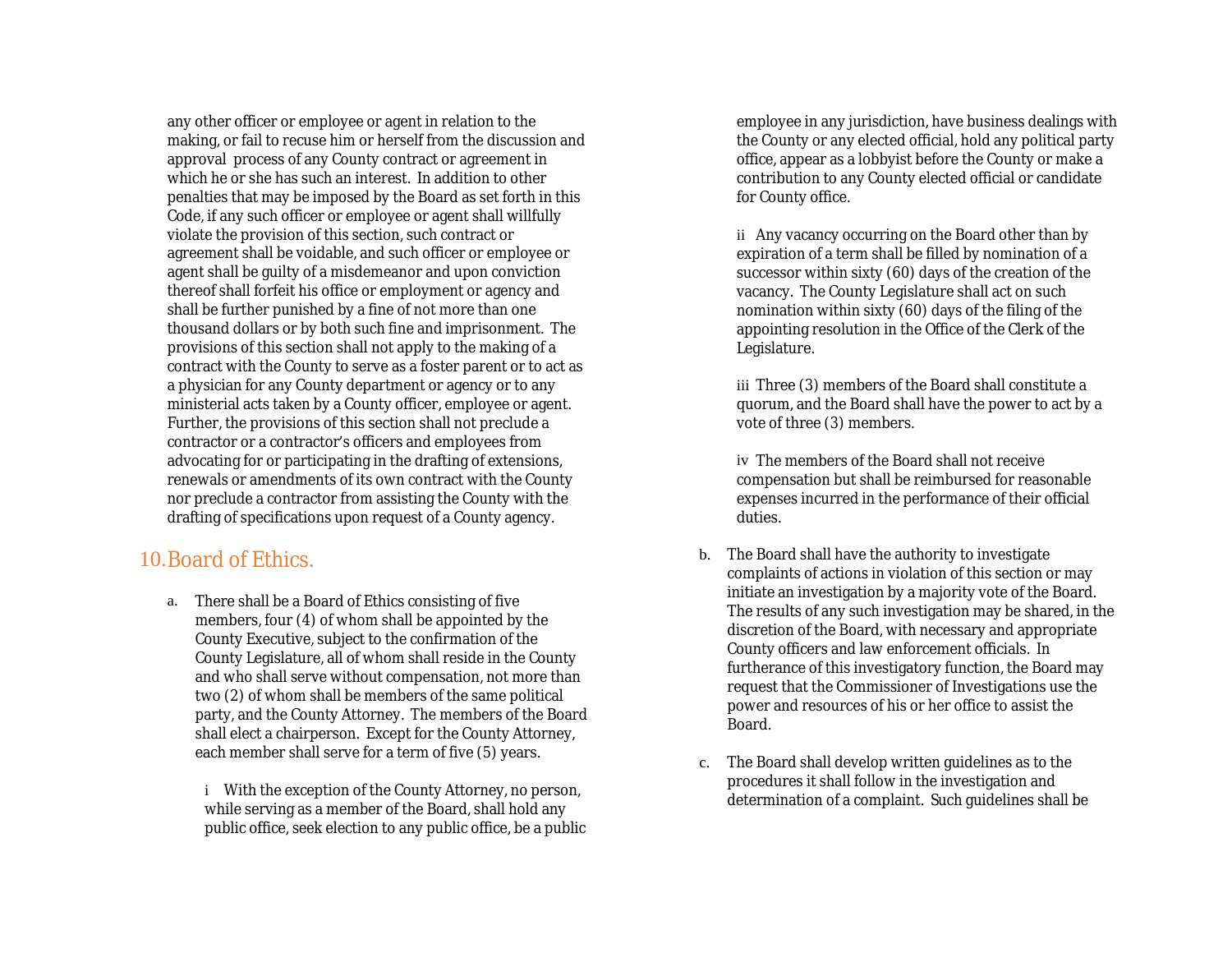any other officer or employee or agent in relation to the making, or fail to recuse him or herself from the discussion and approval process of any County contract or agreement in which he or she has such an interest. In addition to other penalties that may be imposed by the Board as set forth in this Code, if any such officer or employee or agent shall willfully violate the provision of this section, such contract or agreement shall be voidable, and such officer or employee or agent shall be guilty of a misdemeanor and upon conviction thereof shall forfeit his office or employment or agency and shall be further punished by a fine of not more than one thousand dollars or by both such fine and imprisonment. The provisions of this section shall not apply to the making of a contract with the County to serve as a foster parent or to act as a physician for any County department or agency or to any ministerial acts taken by a County officer, employee or agent. Further, the provisions of this section shall not preclude a contractor or a contractor's officers and employees from advocating for or participating in the drafting of extensions, renewals or amendments of its own contract with the County nor preclude a contractor from assisting the County with the drafting of specifications upon request of a County agency.

## 10. Board of Ethics.

a. There shall be a Board of Ethics consisting of five members, four (4) of whom shall be appointed by the County Executive, subject to the confirmation of the County Legislature, all of whom shall reside in the County and who shall serve without compensation, not more than two (2) of whom shall be members of the same political party, and the County Attorney. The members of the Board shall elect a chairperson. Except for the County Attorney, each member shall serve for a term of five (5) years.

   i With the exception of the County Attorney, no person, while serving as a member of the Board, shall hold any public office, seek election to any public office, be a public employee in any jurisdiction, have business dealings with the County or any elected official, hold any political party office, appear as a lobbyist before the County or make a contribution to any County elected official or candidate for County office.

   ii Any vacancy occurring on the Board other than by expiration of a term shall be filled by nomination of a successor within sixty (60) days of the creation of the vacancy. The County Legislature shall act on such nomination within sixty (60) days of the filing of the appointing resolution in the Office of the Clerk of the Legislature.

   iii Three (3) members of the Board shall constitute a quorum, and the Board shall have the power to act by a vote of three (3) members.

   iv The members of the Board shall not receive compensation but shall be reimbursed for reasonable expenses incurred in the performance of their official duties.

b. The Board shall have the authority to investigate complaints of actions in violation of this section or may initiate an investigation by a majority vote of the Board. The results of any such investigation may be shared, in the discretion of the Board, with necessary and appropriate County officers and law enforcement officials. In furtherance of this investigatory function, the Board may request that the Commissioner of Investigations use the power and resources of his or her office to assist the Board.

c. The Board shall develop written guidelines as to the procedures it shall follow in the investigation and determination of a complaint. Such guidelines shall be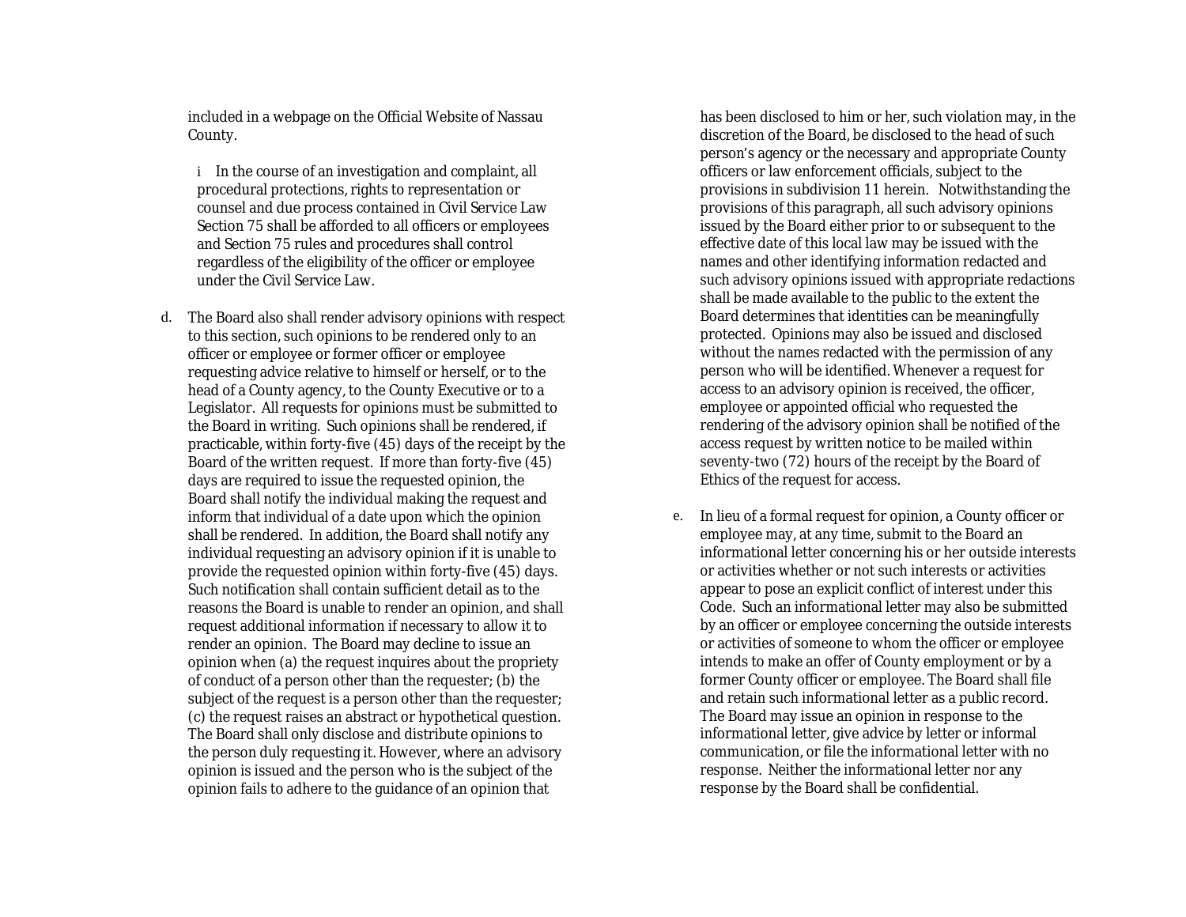included in a webpage on the Official Website of Nassau County.

i In the course of an investigation and complaint, all procedural protections, rights to representation or counsel and due process contained in Civil Service Law Section 75 shall be afforded to all officers or employees and Section 75 rules and procedures shall control regardless of the eligibility of the officer or employee under the Civil Service Law.

d. The Board also shall render advisory opinions with respect to this section, such opinions to be rendered only to an officer or employee or former officer or employee requesting advice relative to himself or herself, or to the head of a County agency, to the County Executive or to a Legislator. All requests for opinions must be submitted to the Board in writing. Such opinions shall be rendered, if practicable, within forty-five (45) days of the receipt by the Board of the written request. If more than forty-five (45) days are required to issue the requested opinion, the Board shall notify the individual making the request and inform that individual of a date upon which the opinion shall be rendered. In addition, the Board shall notify any individual requesting an advisory opinion if it is unable to provide the requested opinion within forty-five (45) days. Such notification shall contain sufficient detail as to the reasons the Board is unable to render an opinion, and shall request additional information if necessary to allow it to render an opinion. The Board may decline to issue an opinion when (a) the request inquires about the propriety of conduct of a person other than the requester; (b) the subject of the request is a person other than the requester; (c) the request raises an abstract or hypothetical question. The Board shall only disclose and distribute opinions to the person duly requesting it. However, where an advisory opinion is issued and the person who is the subject of the opinion fails to adhere to the guidance of an opinion that has been disclosed to him or her, such violation may, in the discretion of the Board, be disclosed to the head of such person's agency or the necessary and appropriate County officers or law enforcement officials, subject to the provisions in subdivision 11 herein. Notwithstanding the provisions of this paragraph, all such advisory opinions issued by the Board either prior to or subsequent to the effective date of this local law may be issued with the names and other identifying information redacted and such advisory opinions issued with appropriate redactions shall be made available to the public to the extent the Board determines that identities can be meaningfully protected. Opinions may also be issued and disclosed without the names redacted with the permission of any person who will be identified. Whenever a request for access to an advisory opinion is received, the officer, employee or appointed official who requested the rendering of the advisory opinion shall be notified of the access request by written notice to be mailed within seventy-two (72) hours of the receipt by the Board of Ethics of the request for access.

e. In lieu of a formal request for opinion, a County officer or employee may, at any time, submit to the Board an informational letter concerning his or her outside interests or activities whether or not such interests or activities appear to pose an explicit conflict of interest under this Code. Such an informational letter may also be submitted by an officer or employee concerning the outside interests or activities of someone to whom the officer or employee intends to make an offer of County employment or by a former County officer or employee. The Board shall file and retain such informational letter as a public record. The Board may issue an opinion in response to the informational letter, give advice by letter or informal communication, or file the informational letter with no response. Neither the informational letter nor any response by the Board shall be confidential.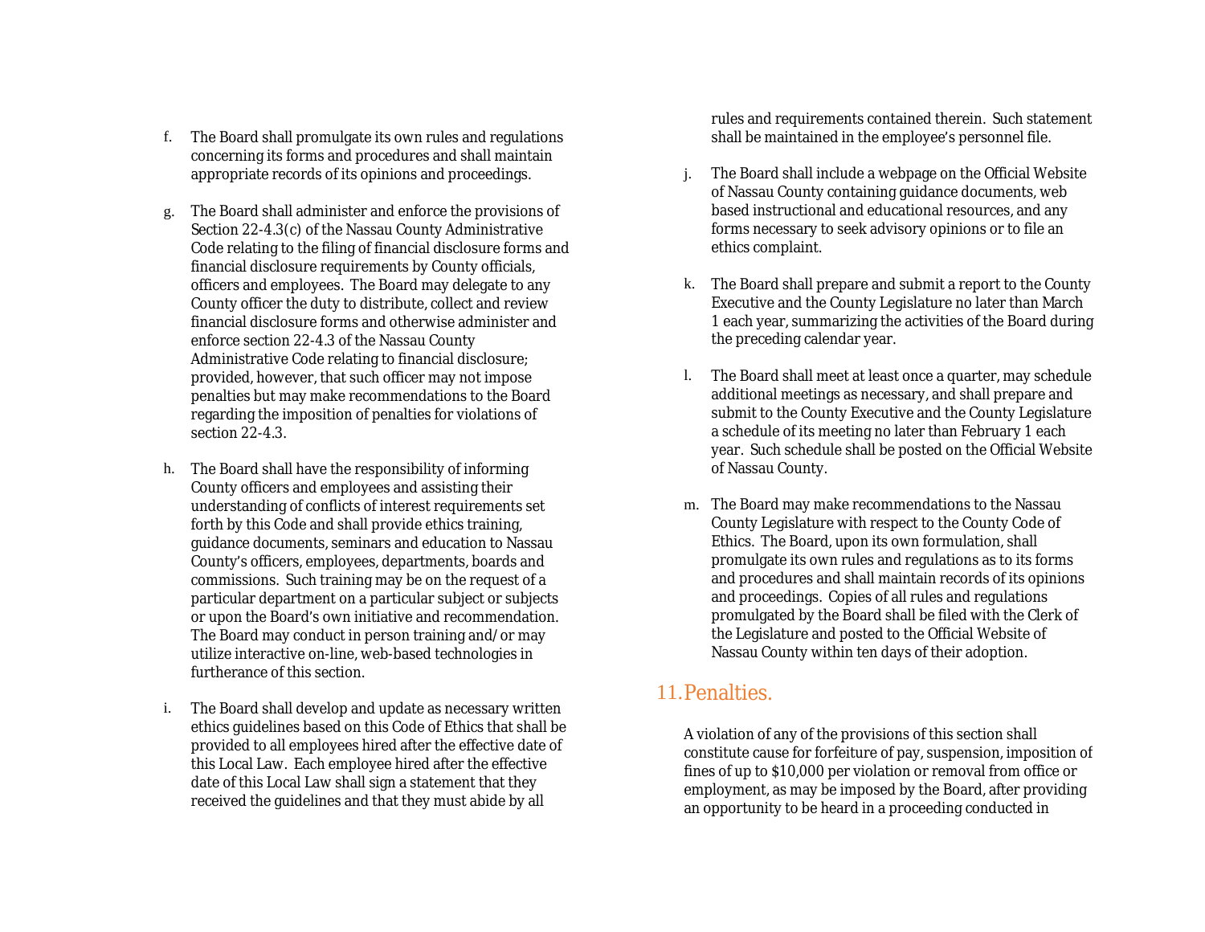f. The Board shall promulgate its own rules and regulations concerning its forms and procedures and shall maintain appropriate records of its opinions and proceedings.

g. The Board shall administer and enforce the provisions of Section 22-4.3(c) of the Nassau County Administrative Code relating to the filing of financial disclosure forms and financial disclosure requirements by County officials, officers and employees. The Board may delegate to any County officer the duty to distribute, collect and review financial disclosure forms and otherwise administer and enforce section 22-4.3 of the Nassau County Administrative Code relating to financial disclosure; provided, however, that such officer may not impose penalties but may make recommendations to the Board regarding the imposition of penalties for violations of section 22-4.3.

h. The Board shall have the responsibility of informing County officers and employees and assisting their understanding of conflicts of interest requirements set forth by this Code and shall provide ethics training, guidance documents, seminars and education to Nassau County's officers, employees, departments, boards and commissions. Such training may be on the request of a particular department on a particular subject or subjects or upon the Board's own initiative and recommendation. The Board may conduct in person training and/or may utilize interactive on-line, web-based technologies in furtherance of this section.

i. The Board shall develop and update as necessary written ethics guidelines based on this Code of Ethics that shall be provided to all employees hired after the effective date of this Local Law. Each employee hired after the effective date of this Local Law shall sign a statement that they received the guidelines and that they must abide by all rules and requirements contained therein. Such statement shall be maintained in the employee's personnel file.

j. The Board shall include a webpage on the Official Website of Nassau County containing guidance documents, web based instructional and educational resources, and any forms necessary to seek advisory opinions or to file an ethics complaint.

k. The Board shall prepare and submit a report to the County Executive and the County Legislature no later than March 1 each year, summarizing the activities of the Board during the preceding calendar year.

l. The Board shall meet at least once a quarter, may schedule additional meetings as necessary, and shall prepare and submit to the County Executive and the County Legislature a schedule of its meeting no later than February 1 each year. Such schedule shall be posted on the Official Website of Nassau County.

m. The Board may make recommendations to the Nassau County Legislature with respect to the County Code of Ethics. The Board, upon its own formulation, shall promulgate its own rules and regulations as to its forms and procedures and shall maintain records of its opinions and proceedings. Copies of all rules and regulations promulgated by the Board shall be filed with the Clerk of the Legislature and posted to the Official Website of Nassau County within ten days of their adoption.

## 11. Penalties.

A violation of any of the provisions of this section shall constitute cause for forfeiture of pay, suspension, imposition of fines of up to $10,000 per violation or removal from office or employment, as may be imposed by the Board, after providing an opportunity to be heard in a proceeding conducted in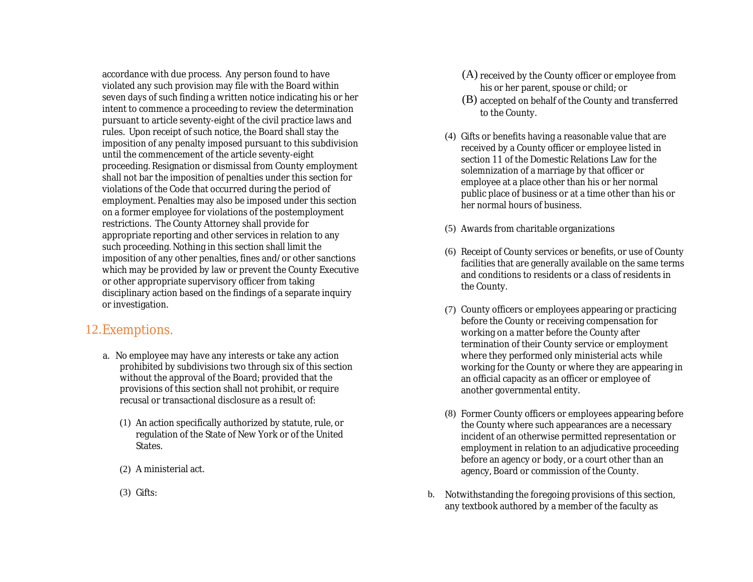accordance with due process. Any person found to have violated any such provision may file with the Board within seven days of such finding a written notice indicating his or her intent to commence a proceeding to review the determination pursuant to article seventy-eight of the civil practice laws and rules. Upon receipt of such notice, the Board shall stay the imposition of any penalty imposed pursuant to this subdivision until the commencement of the article seventy-eight proceeding. Resignation or dismissal from County employment shall not bar the imposition of penalties under this section for violations of the Code that occurred during the period of employment. Penalties may also be imposed under this section on a former employee for violations of the postemployment restrictions. The County Attorney shall provide for appropriate reporting and other services in relation to any such proceeding. Nothing in this section shall limit the imposition of any other penalties, fines and/or other sanctions which may be provided by law or prevent the County Executive or other appropriate supervisory officer from taking disciplinary action based on the findings of a separate inquiry or investigation.

## 12. Exemptions.

a. No employee may have any interests or take any action prohibited by subdivisions two through six of this section without the approval of the Board; provided that the provisions of this section shall not prohibit, or require recusal or transactional disclosure as a result of:

   (1) An action specifically authorized by statute, rule, or regulation of the State of New York or of the United States.

   (2) A ministerial act.

   (3) Gifts:

      (A) received by the County officer or employee from his or her parent, spouse or child; or

      (B) accepted on behalf of the County and transferred to the County.

   (4) Gifts or benefits having a reasonable value that are received by a County officer or employee listed in section 11 of the Domestic Relations Law for the solemnization of a marriage by that officer or employee at a place other than his or her normal public place of business or at a time other than his or her normal hours of business.

   (5) Awards from charitable organizations

   (6) Receipt of County services or benefits, or use of County facilities that are generally available on the same terms and conditions to residents or a class of residents in the County.

   (7) County officers or employees appearing or practicing before the County or receiving compensation for working on a matter before the County after termination of their County service or employment where they performed only ministerial acts while working for the County or where they are appearing in an official capacity as an officer or employee of another governmental entity.

   (8) Former County officers or employees appearing before the County where such appearances are a necessary incident of an otherwise permitted representation or employment in relation to an adjudicative proceeding before an agency or body, or a court other than an agency, Board or commission of the County.

b. Notwithstanding the foregoing provisions of this section, any textbook authored by a member of the faculty as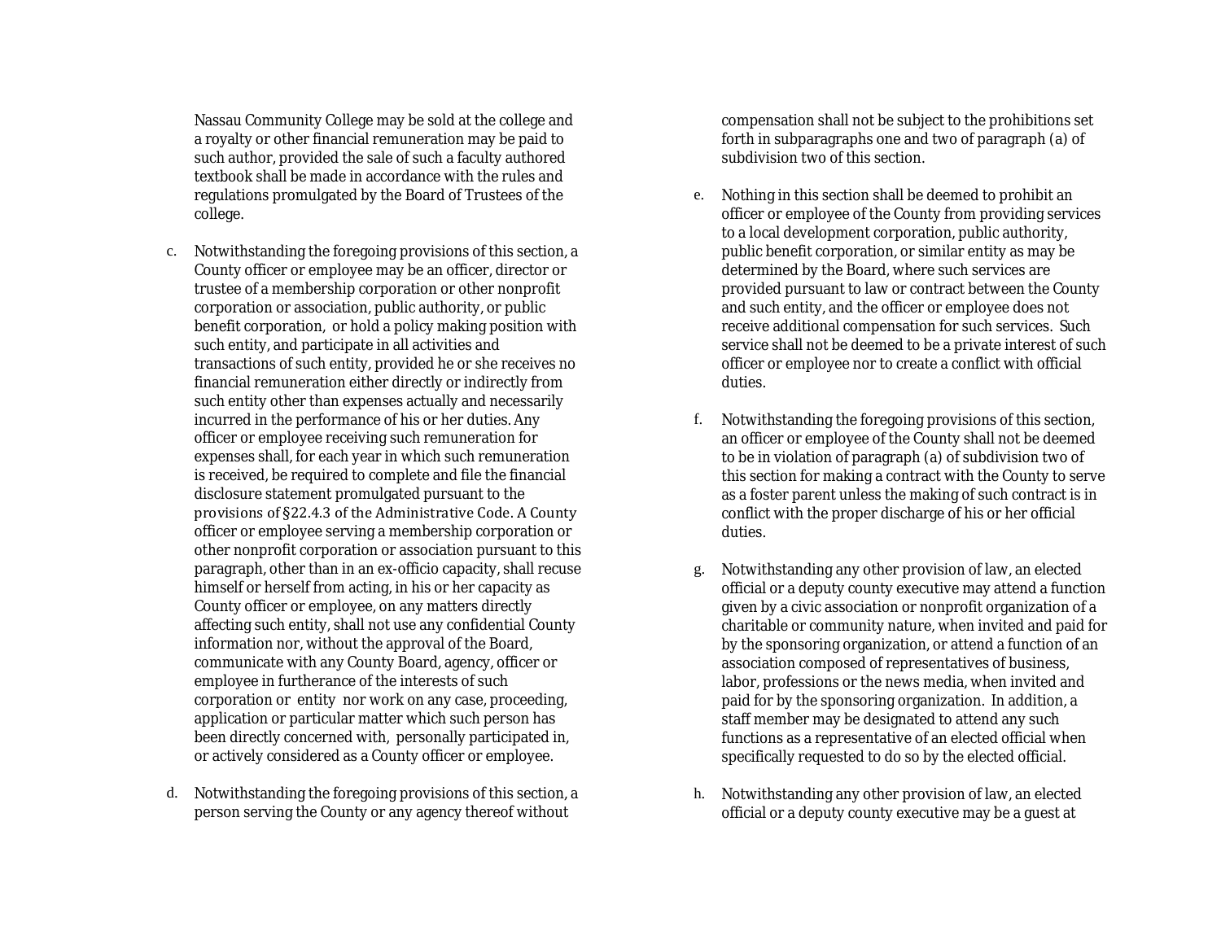Nassau Community College may be sold at the college and a royalty or other financial remuneration may be paid to such author, provided the sale of such a faculty authored textbook shall be made in accordance with the rules and regulations promulgated by the Board of Trustees of the college.

c. Notwithstanding the foregoing provisions of this section, a County officer or employee may be an officer, director or trustee of a membership corporation or other nonprofit corporation or association, public authority, or public benefit corporation, or hold a policy making position with such entity, and participate in all activities and transactions of such entity, provided he or she receives no financial remuneration either directly or indirectly from such entity other than expenses actually and necessarily incurred in the performance of his or her duties. Any officer or employee receiving such remuneration for expenses shall, for each year in which such remuneration is received, be required to complete and file the financial disclosure statement promulgated pursuant to the provisions of §22.4.3 of the Administrative Code. A County officer or employee serving a membership corporation or other nonprofit corporation or association pursuant to this paragraph, other than in an ex-officio capacity, shall recuse himself or herself from acting, in his or her capacity as County officer or employee, on any matters directly affecting such entity, shall not use any confidential County information nor, without the approval of the Board, communicate with any County Board, agency, officer or employee in furtherance of the interests of such corporation or entity nor work on any case, proceeding, application or particular matter which such person has been directly concerned with, personally participated in, or actively considered as a County officer or employee.

d. Notwithstanding the foregoing provisions of this section, a person serving the County or any agency thereof without compensation shall not be subject to the prohibitions set forth in subparagraphs one and two of paragraph (a) of subdivision two of this section.

e. Nothing in this section shall be deemed to prohibit an officer or employee of the County from providing services to a local development corporation, public authority, public benefit corporation, or similar entity as may be determined by the Board, where such services are provided pursuant to law or contract between the County and such entity, and the officer or employee does not receive additional compensation for such services. Such service shall not be deemed to be a private interest of such officer or employee nor to create a conflict with official duties.

f. Notwithstanding the foregoing provisions of this section, an officer or employee of the County shall not be deemed to be in violation of paragraph (a) of subdivision two of this section for making a contract with the County to serve as a foster parent unless the making of such contract is in conflict with the proper discharge of his or her official duties.

g. Notwithstanding any other provision of law, an elected official or a deputy county executive may attend a function given by a civic association or nonprofit organization of a charitable or community nature, when invited and paid for by the sponsoring organization, or attend a function of an association composed of representatives of business, labor, professions or the news media, when invited and paid for by the sponsoring organization. In addition, a staff member may be designated to attend any such functions as a representative of an elected official when specifically requested to do so by the elected official.

h. Notwithstanding any other provision of law, an elected official or a deputy county executive may be a guest at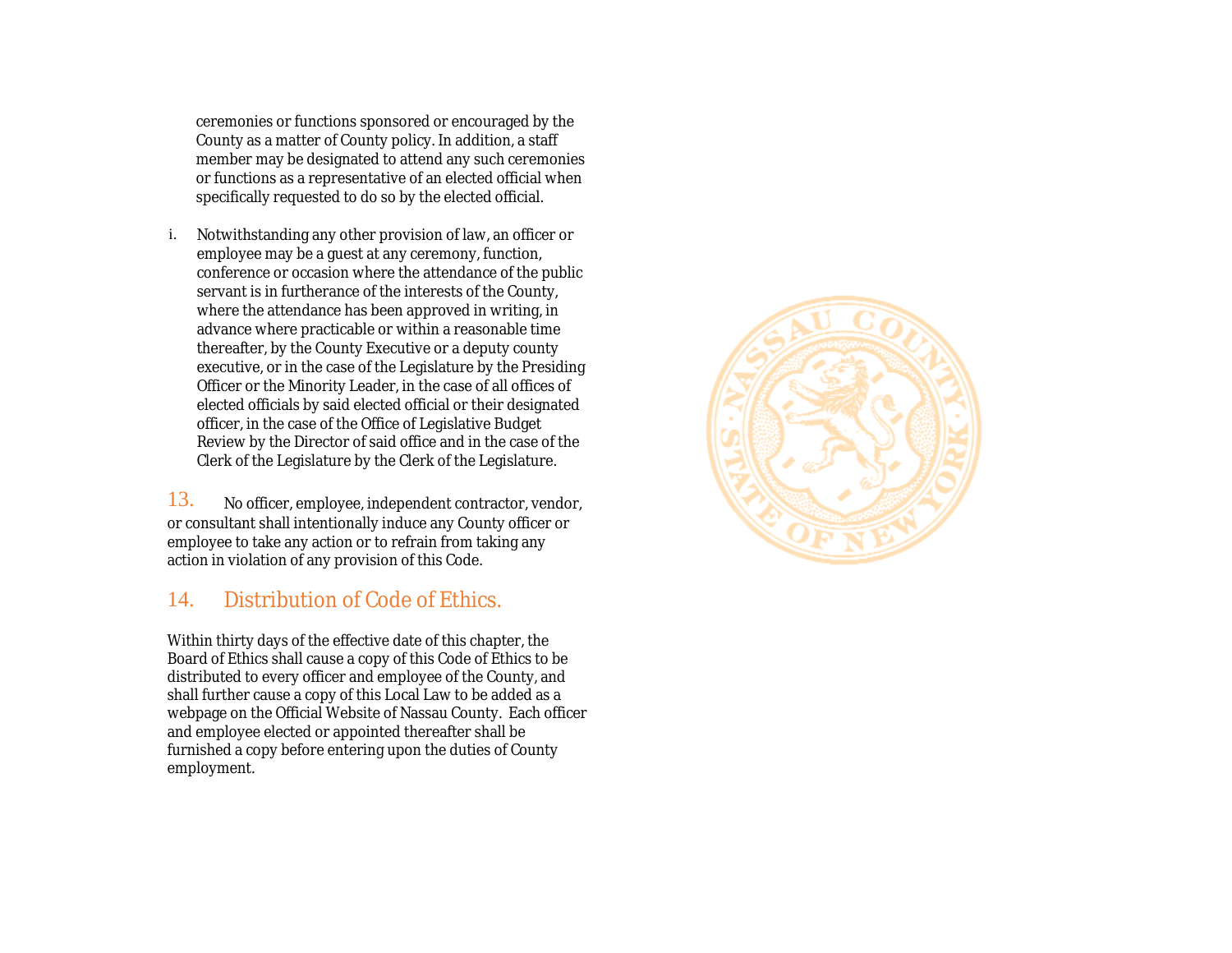ceremonies or functions sponsored or encouraged by the County as a matter of County policy. In addition, a staff member may be designated to attend any such ceremonies or functions as a representative of an elected official when specifically requested to do so by the elected official.

i. Notwithstanding any other provision of law, an officer or employee may be a guest at any ceremony, function, conference or occasion where the attendance of the public servant is in furtherance of the interests of the County, where the attendance has been approved in writing, in advance where practicable or within a reasonable time thereafter, by the County Executive or a deputy county executive, or in the case of the Legislature by the Presiding Officer or the Minority Leader, in the case of all offices of elected officials by said elected official or their designated officer, in the case of the Office of Legislative Budget Review by the Director of said office and in the case of the Clerk of the Legislature by the Clerk of the Legislature.

13. No officer, employee, independent contractor, vendor, or consultant shall intentionally induce any County officer or employee to take any action or to refrain from taking any action in violation of any provision of this Code.

## 14. Distribution of Code of Ethics.

Within thirty days of the effective date of this chapter, the Board of Ethics shall cause a copy of this Code of Ethics to be distributed to every officer and employee of the County, and shall further cause a copy of this Local Law to be added as a webpage on the Official Website of Nassau County. Each officer and employee elected or appointed thereafter shall be furnished a copy before entering upon the duties of County employment.